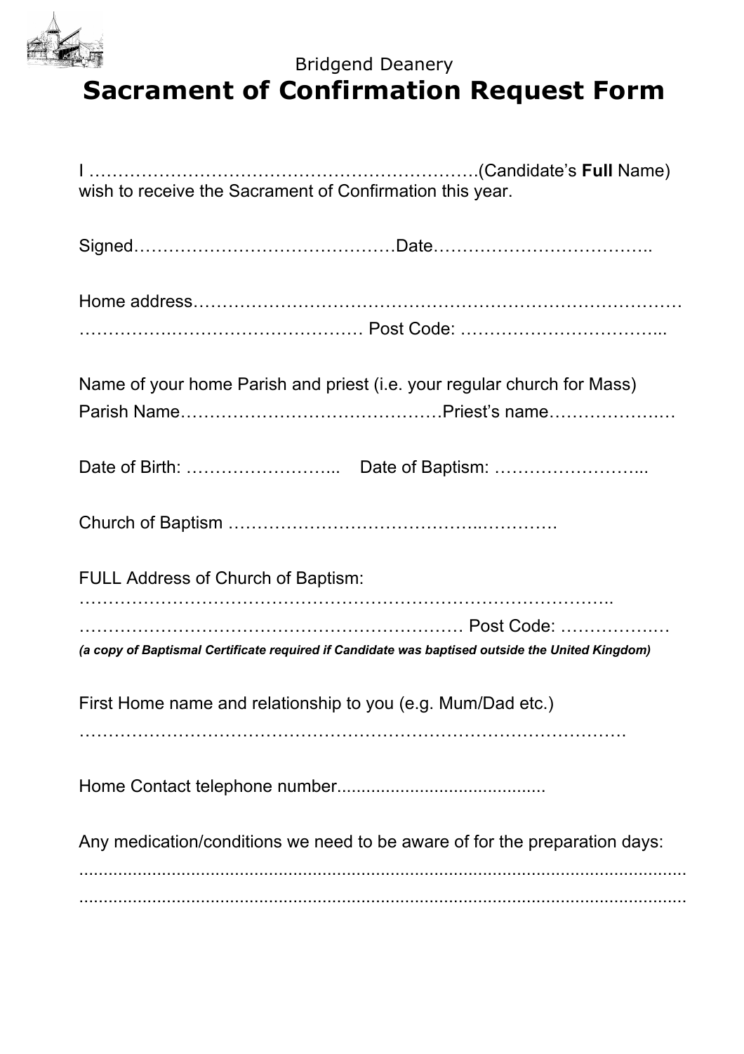Bridgend Deanery

# Sacrament of Confirmation Request Form

I ………………………………………………………….(Candidate's **Full** Name) wish to receive the Sacrament of Confirmation this year.

Signed……………………………………Date………………………………..

Home address…………………………………………………………………………
…………….………………………… Post Code: ……………………………...

Name of your home Parish and priest (i.e. your regular church for Mass)
Parish Name……………………………………Priest's name…………………

Date of Birth: ……………………... Date of Baptism: ……………………...

Church of Baptism ……………………………………..………….

FULL Address of Church of Baptism:
………………………………………………………………………………..
……………………………………………………… Post Code: ………………
***(a copy of Baptismal Certificate required if Candidate was baptised outside the United Kingdom)***

First Home name and relationship to you (e.g. Mum/Dad etc.)
……………………………………………………………………………….

Home Contact telephone number..........................................

Any medication/conditions we need to be aware of for the preparation days:
..............................................................................................................................
..............................................................................................................................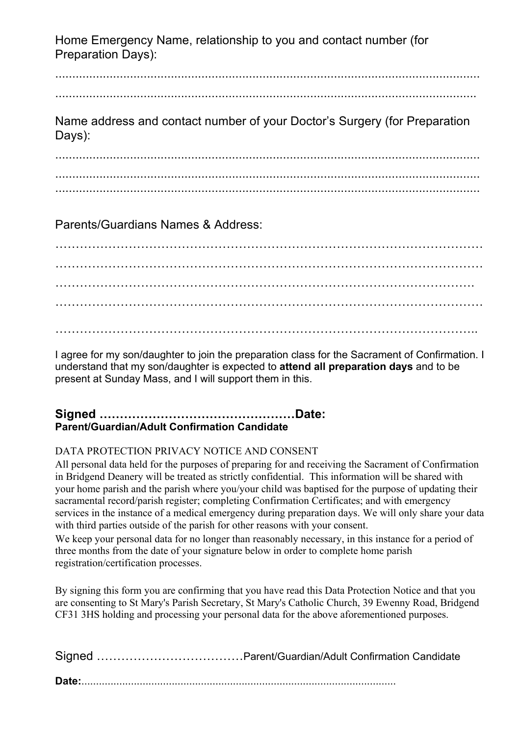Home Emergency Name, relationship to you and contact number (for Preparation Days):

.............................................................................................................................

.............................................................................................................................

Name address and contact number of your Doctor's Surgery (for Preparation Days):

.............................................................................................................................

.............................................................................................................................

.............................................................................................................................

Parents/Guardians Names & Address:

……………………………………………………………………………………………

……………………………………………………………………………………………

……………………………………………………………………………………………

……………………………………………………………………………………………

……………………………………………………………………………………………

I agree for my son/daughter to join the preparation class for the Sacrament of Confirmation. I understand that my son/daughter is expected to **attend all preparation days** and to be present at Sunday Mass, and I will support them in this.

**Signed …………………………………………Date:**
**Parent/Guardian/Adult Confirmation Candidate**

DATA PROTECTION PRIVACY NOTICE AND CONSENT

All personal data held for the purposes of preparing for and receiving the Sacrament of Confirmation in Bridgend Deanery will be treated as strictly confidential. This information will be shared with your home parish and the parish where you/your child was baptised for the purpose of updating their sacramental record/parish register; completing Confirmation Certificates; and with emergency services in the instance of a medical emergency during preparation days. We will only share your data with third parties outside of the parish for other reasons with your consent.

We keep your personal data for no longer than reasonably necessary, in this instance for a period of three months from the date of your signature below in order to complete home parish registration/certification processes.

By signing this form you are confirming that you have read this Data Protection Notice and that you are consenting to St Mary's Parish Secretary, St Mary's Catholic Church, 39 Ewenny Road, Bridgend CF31 3HS holding and processing your personal data for the above aforementioned purposes.

Signed ………………………………Parent/Guardian/Adult Confirmation Candidate

**Date:**.........................................................................................................